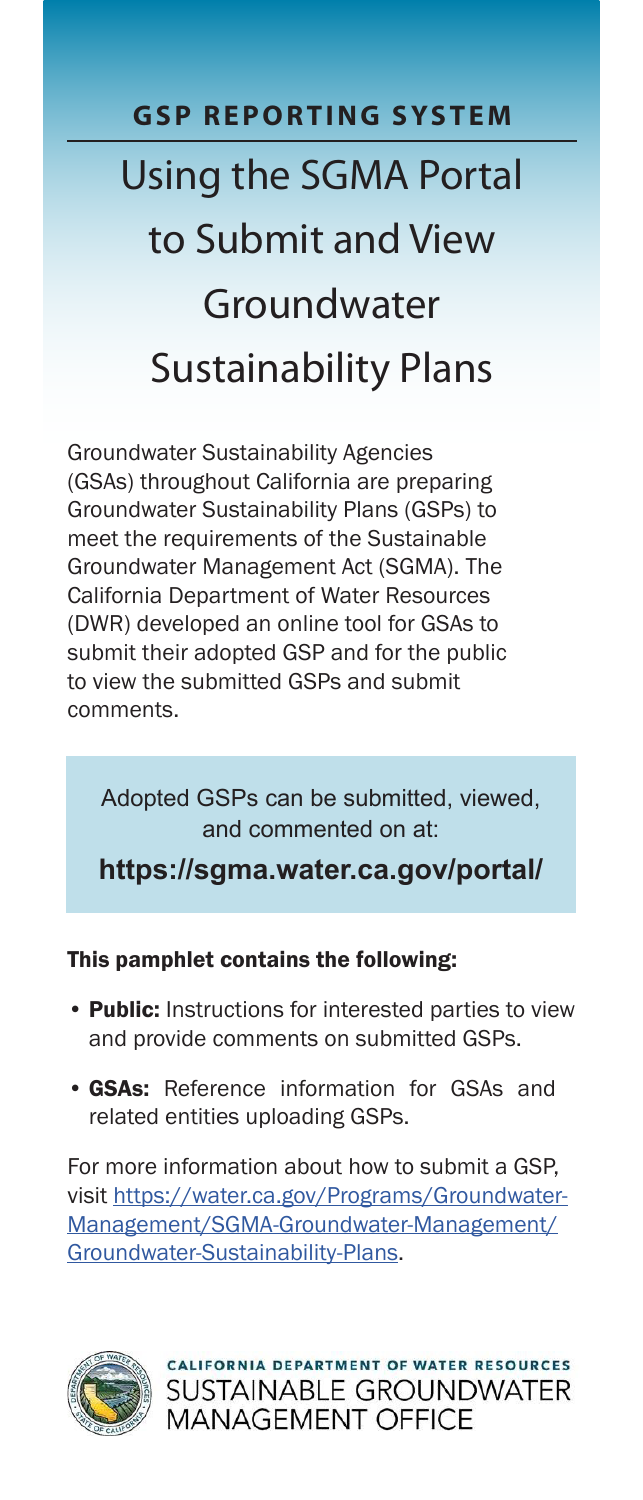## GSP REPORTING SYSTEM

# Using the SGMA Portal to Submit and View Groundwater Sustainability Plans

Groundwater Sustainability Agencies (GSAs) throughout California are preparing Groundwater Sustainability Plans (GSPs) to meet the requirements of the Sustainable Groundwater Management Act (SGMA). The California Department of Water Resources (DWR) developed an online tool for GSAs to submit their adopted GSP and for the public to view the submitted GSPs and submit comments.

Adopted GSPs can be submitted, viewed, and commented on at:

**https://sgma.water.ca.gov/portal/**

### This pamphlet contains the following:

- **Public:** Instructions for interested parties to view and provide comments on submitted GSPs.
- **GSAs:** Reference information for GSAs and related entities uploading GSPs.

For more information about how to submit a GSP, visit https://water.ca.gov/Programs/Groundwater-Management/SGMA-Groundwater-Management/Groundwater-Sustainability-Plans.

CALIFORNIA DEPARTMENT OF WATER RESOURCES
SUSTAINABLE GROUNDWATER MANAGEMENT OFFICE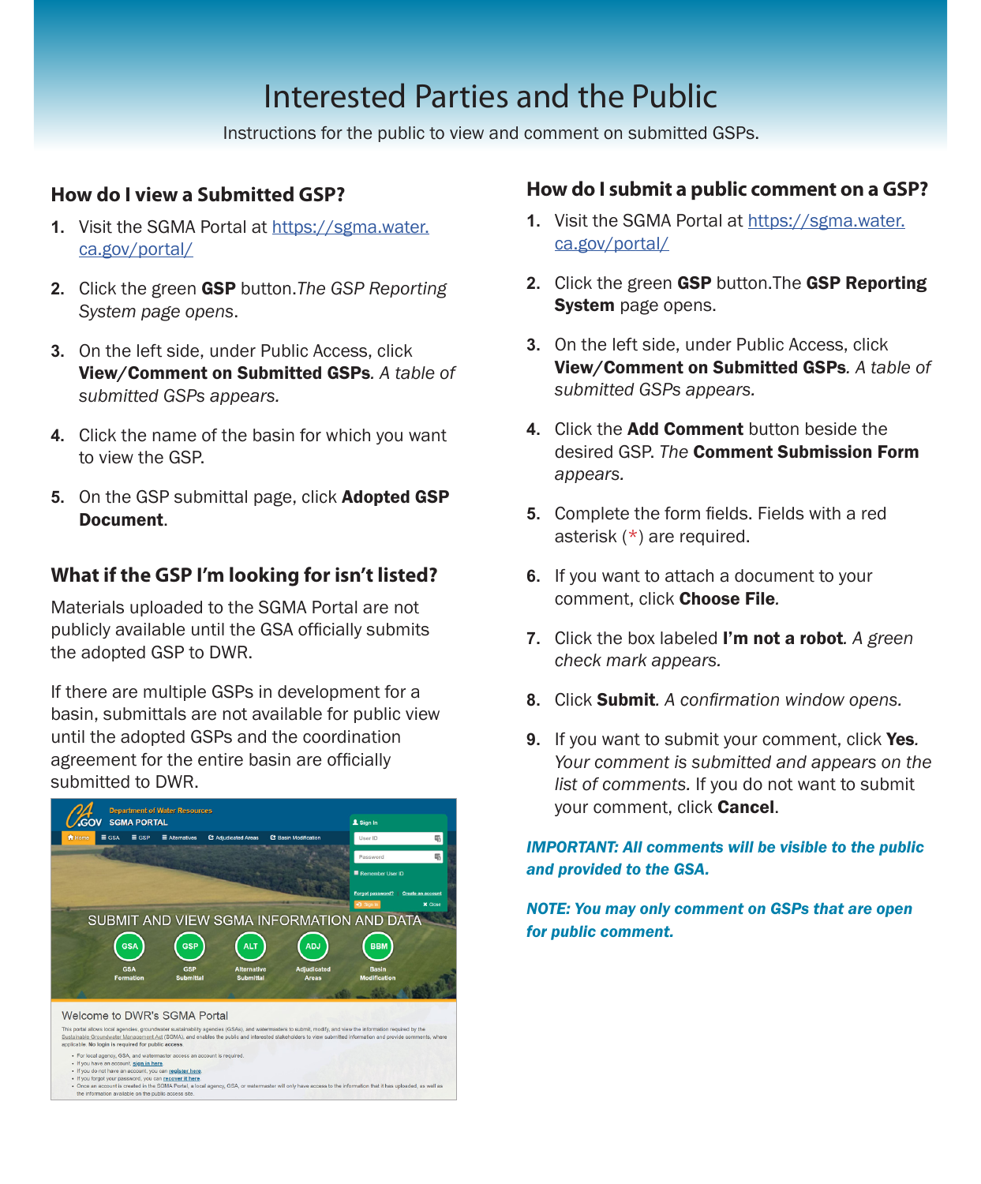# Interested Parties and the Public

Instructions for the public to view and comment on submitted GSPs.

## How do I view a Submitted GSP?

1. Visit the SGMA Portal at https://sgma.water.ca.gov/portal/
2. Click the green **GSP** button.*The GSP Reporting System page opens*.
3. On the left side, under Public Access, click **View/Comment on Submitted GSPs**. *A table of submitted GSPs appears.*
4. Click the name of the basin for which you want to view the GSP.
5. On the GSP submittal page, click **Adopted GSP Document**.

## What if the GSP I'm looking for isn't listed?

Materials uploaded to the SGMA Portal are not publicly available until the GSA officially submits the adopted GSP to DWR.

If there are multiple GSPs in development for a basin, submittals are not available for public view until the adopted GSPs and the coordination agreement for the entire basin are officially submitted to DWR.

## How do I submit a public comment on a GSP?

1. Visit the SGMA Portal at https://sgma.water.ca.gov/portal/
2. Click the green **GSP** button.The **GSP Reporting System** page opens.
3. On the left side, under Public Access, click **View/Comment on Submitted GSPs**. *A table of submitted GSPs appears.*
4. Click the **Add Comment** button beside the desired GSP. *The* **Comment Submission Form** *appears.*
5. Complete the form fields. Fields with a red asterisk (*) are required.
6. If you want to attach a document to your comment, click **Choose File**.
7. Click the box labeled **I'm not a robot**. *A green check mark appears.*
8. Click **Submit**. *A confirmation window opens.*
9. If you want to submit your comment, click **Yes**. *Your comment is submitted and appears on the list of comments.* If you do not want to submit your comment, click **Cancel**.

***IMPORTANT: All comments will be visible to the public and provided to the GSA.***

***NOTE: You may only comment on GSPs that are open for public comment.***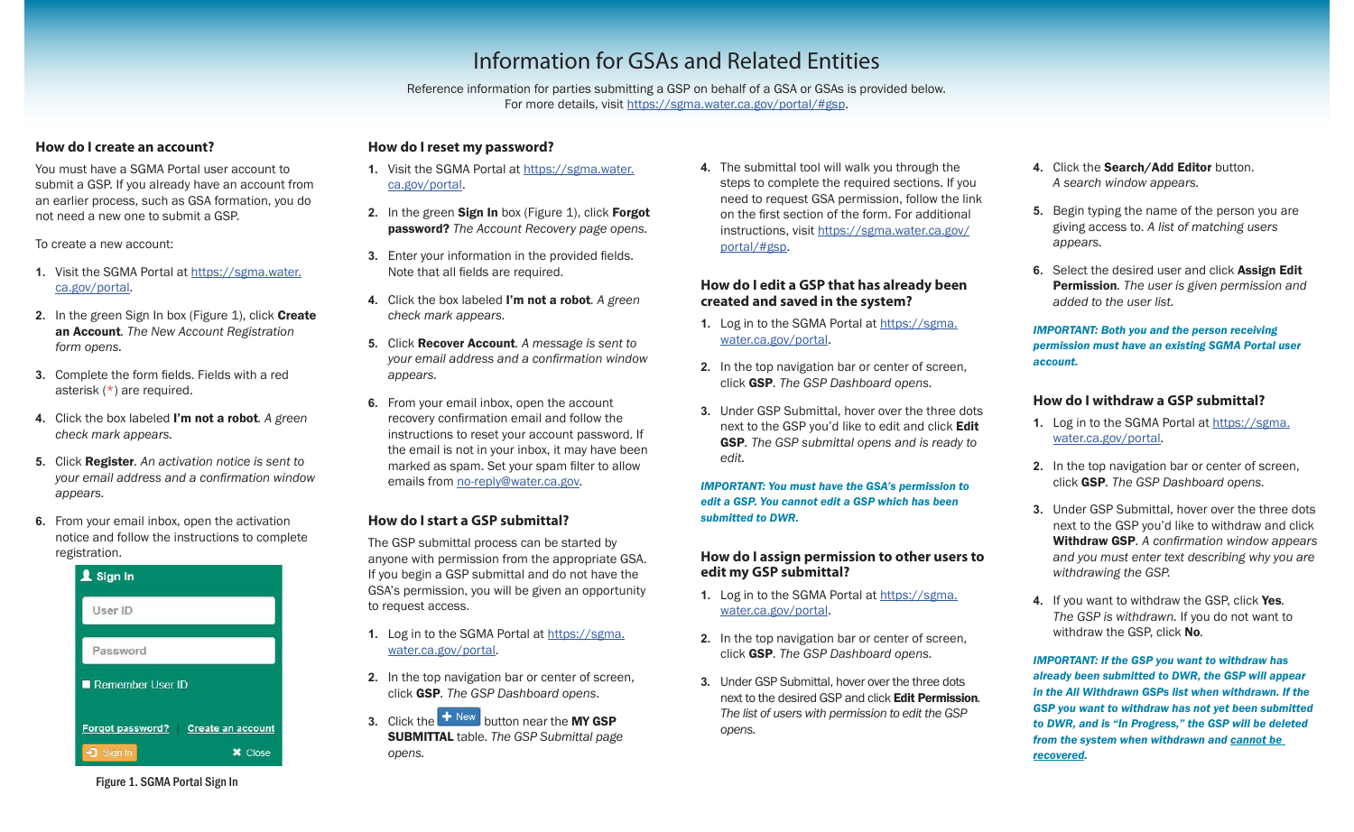# Information for GSAs and Related Entities

Reference information for parties submitting a GSP on behalf of a GSA or GSAs is provided below.
For more details, visit https://sgma.water.ca.gov/portal/#gsp.

## How do I create an account?

You must have a SGMA Portal user account to submit a GSP. If you already have an account from an earlier process, such as GSA formation, you do not need a new one to submit a GSP.

To create a new account:

1. Visit the SGMA Portal at https://sgma.water.ca.gov/portal.
2. In the green Sign In box (Figure 1), click **Create an Account**. *The New Account Registration form opens.*
3. Complete the form fields. Fields with a red asterisk (*) are required.
4. Click the box labeled **I'm not a robot**. *A green check mark appears.*
5. Click **Register**. *An activation notice is sent to your email address and a confirmation window appears.*
6. From your email inbox, open the activation notice and follow the instructions to complete registration.

Sign In

User ID

Password

Remember User ID

Forgot password? | Create an account

Sign In | Close

Figure 1. SGMA Portal Sign In

## How do I reset my password?

1. Visit the SGMA Portal at https://sgma.water.ca.gov/portal.
2. In the green **Sign In** box (Figure 1), click **Forgot password?** *The Account Recovery page opens.*
3. Enter your information in the provided fields. Note that all fields are required.
4. Click the box labeled **I'm not a robot**. *A green check mark appears.*
5. Click **Recover Account**. *A message is sent to your email address and a confirmation window appears.*
6. From your email inbox, open the account recovery confirmation email and follow the instructions to reset your account password. If the email is not in your inbox, it may have been marked as spam. Set your spam filter to allow emails from no-reply@water.ca.gov.

## How do I start a GSP submittal?

The GSP submittal process can be started by anyone with permission from the appropriate GSA. If you begin a GSP submittal and do not have the GSA's permission, you will be given an opportunity to request access.

1. Log in to the SGMA Portal at https://sgma.water.ca.gov/portal.
2. In the top navigation bar or center of screen, click **GSP**. *The GSP Dashboard opens.*
3. Click the **+ New** button near the **MY GSP SUBMITTAL** table. *The GSP Submittal page opens.*
4. The submittal tool will walk you through the steps to complete the required sections. If you need to request GSA permission, follow the link on the first section of the form. For additional instructions, visit https://sgma.water.ca.gov/portal/#gsp.

## How do I edit a GSP that has already been created and saved in the system?

1. Log in to the SGMA Portal at https://sgma.water.ca.gov/portal.
2. In the top navigation bar or center of screen, click **GSP**. *The GSP Dashboard opens.*
3. Under GSP Submittal, hover over the three dots next to the GSP you'd like to edit and click **Edit GSP**. *The GSP submittal opens and is ready to edit.*

***IMPORTANT: You must have the GSA's permission to edit a GSP. You cannot edit a GSP which has been submitted to DWR.***

## How do I assign permission to other users to edit my GSP submittal?

1. Log in to the SGMA Portal at https://sgma.water.ca.gov/portal.
2. In the top navigation bar or center of screen, click **GSP**. *The GSP Dashboard opens.*
3. Under GSP Submittal, hover over the three dots next to the desired GSP and click **Edit Permission**. *The list of users with permission to edit the GSP opens.*
4. Click the **Search/Add Editor** button. *A search window appears.*
5. Begin typing the name of the person you are giving access to. *A list of matching users appears.*
6. Select the desired user and click **Assign Edit Permission**. *The user is given permission and added to the user list.*

***IMPORTANT: Both you and the person receiving permission must have an existing SGMA Portal user account.***

## How do I withdraw a GSP submittal?

1. Log in to the SGMA Portal at https://sgma.water.ca.gov/portal.
2. In the top navigation bar or center of screen, click **GSP**. *The GSP Dashboard opens.*
3. Under GSP Submittal, hover over the three dots next to the GSP you'd like to withdraw and click **Withdraw GSP**. *A confirmation window appears and you must enter text describing why you are withdrawing the GSP.*
4. If you want to withdraw the GSP, click **Yes**. *The GSP is withdrawn.* If you do not want to withdraw the GSP, click **No**.

***IMPORTANT: If the GSP you want to withdraw has already been submitted to DWR, the GSP will appear in the All Withdrawn GSPs list when withdrawn. If the GSP you want to withdraw has not yet been submitted to DWR, and is "In Progress," the GSP will be deleted from the system when withdrawn and cannot be recovered.***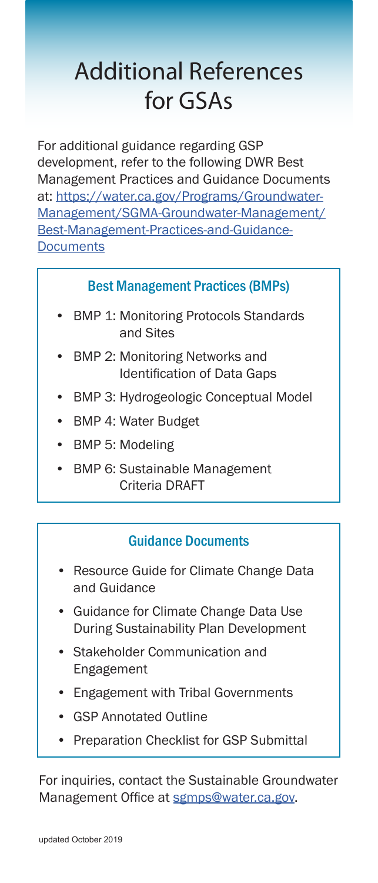# Additional References for GSAs

For additional guidance regarding GSP development, refer to the following DWR Best Management Practices and Guidance Documents at: https://water.ca.gov/Programs/Groundwater-Management/SGMA-Groundwater-Management/Best-Management-Practices-and-Guidance-Documents

## Best Management Practices (BMPs)

- BMP 1: Monitoring Protocols Standards and Sites
- BMP 2: Monitoring Networks and Identification of Data Gaps
- BMP 3: Hydrogeologic Conceptual Model
- BMP 4: Water Budget
- BMP 5: Modeling
- BMP 6: Sustainable Management Criteria DRAFT

## Guidance Documents

- Resource Guide for Climate Change Data and Guidance
- Guidance for Climate Change Data Use During Sustainability Plan Development
- Stakeholder Communication and Engagement
- Engagement with Tribal Governments
- GSP Annotated Outline
- Preparation Checklist for GSP Submittal

For inquiries, contact the Sustainable Groundwater Management Office at sgmps@water.ca.gov.

updated October 2019